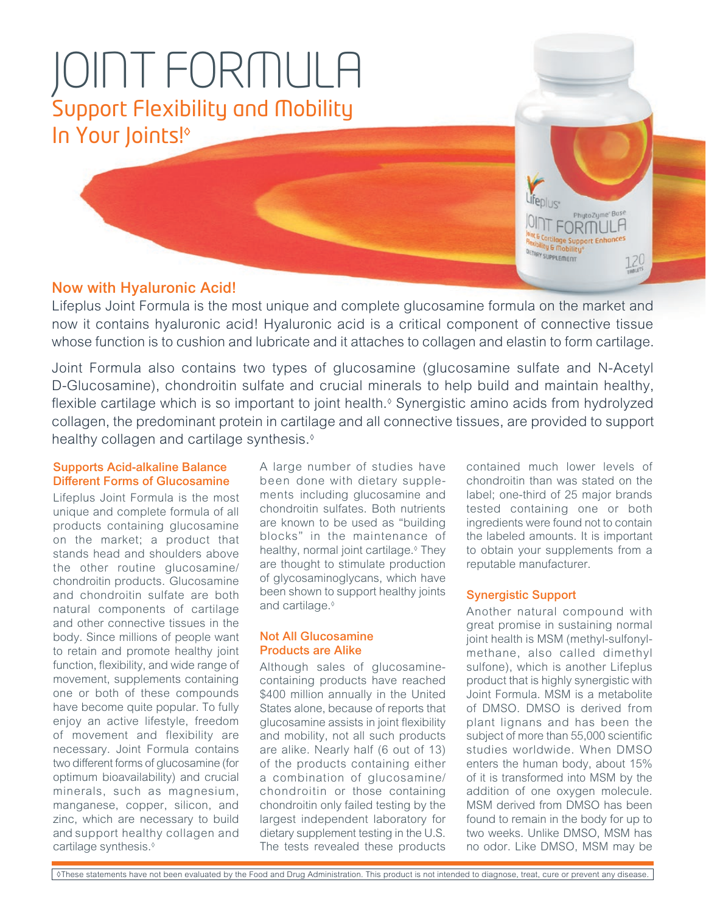# JOINT FORMULA

## Support Flexibility and Mobility In Your Joints!◊

### Now with Hyaluronic Acid!

Lifeplus Joint Formula is the most unique and complete glucosamine formula on the market and now it contains hyaluronic acid! Hyaluronic acid is a critical component of connective tissue whose function is to cushion and lubricate and it attaches to collagen and elastin to form cartilage.

Joint Formula also contains two types of glucosamine (glucosamine sulfate and N-Acetyl D-Glucosamine), chondroitin sulfate and crucial minerals to help build and maintain healthy, flexible cartilage which is so important to joint health.◊ Synergistic amino acids from hydrolyzed collagen, the predominant protein in cartilage and all connective tissues, are provided to support healthy collagen and cartilage synthesis.◊

### Supports Acid-alkaline Balance Different Forms of Glucosamine

Lifeplus Joint Formula is the most unique and complete formula of all products containing glucosamine on the market; a product that stands head and shoulders above the other routine glucosamine/chondroitin products. Glucosamine and chondroitin sulfate are both natural components of cartilage and other connective tissues in the body. Since millions of people want to retain and promote healthy joint function, flexibility, and wide range of movement, supplements containing one or both of these compounds have become quite popular. To fully enjoy an active lifestyle, freedom of movement and flexibility are necessary. Joint Formula contains two different forms of glucosamine (for optimum bioavailability) and crucial minerals, such as magnesium, manganese, copper, silicon, and zinc, which are necessary to build and support healthy collagen and cartilage synthesis.◊

A large number of studies have been done with dietary supplements including glucosamine and chondroitin sulfates. Both nutrients are known to be used as "building blocks" in the maintenance of healthy, normal joint cartilage.◊ They are thought to stimulate production of glycosaminoglycans, which have been shown to support healthy joints and cartilage.◊

### Not All Glucosamine Products are Alike

Although sales of glucosamine-containing products have reached $400 million annually in the United States alone, because of reports that glucosamine assists in joint flexibility and mobility, not all such products are alike. Nearly half (6 out of 13) of the products containing either a combination of glucosamine/chondroitin or those containing chondroitin only failed testing by the largest independent laboratory for dietary supplement testing in the U.S. The tests revealed these products contained much lower levels of chondroitin than was stated on the label; one-third of 25 major brands tested containing one or both ingredients were found not to contain the labeled amounts. It is important to obtain your supplements from a reputable manufacturer.

### Synergistic Support

Another natural compound with great promise in sustaining normal joint health is MSM (methyl-sulfonyl-methane, also called dimethyl sulfone), which is another Lifeplus product that is highly synergistic with Joint Formula. MSM is a metabolite of DMSO. DMSO is derived from plant lignans and has been the subject of more than 55,000 scientific studies worldwide. When DMSO enters the human body, about 15% of it is transformed into MSM by the addition of one oxygen molecule. MSM derived from DMSO has been found to remain in the body for up to two weeks. Unlike DMSO, MSM has no odor. Like DMSO, MSM may be

◊These statements have not been evaluated by the Food and Drug Administration. This product is not intended to diagnose, treat, cure or prevent any disease.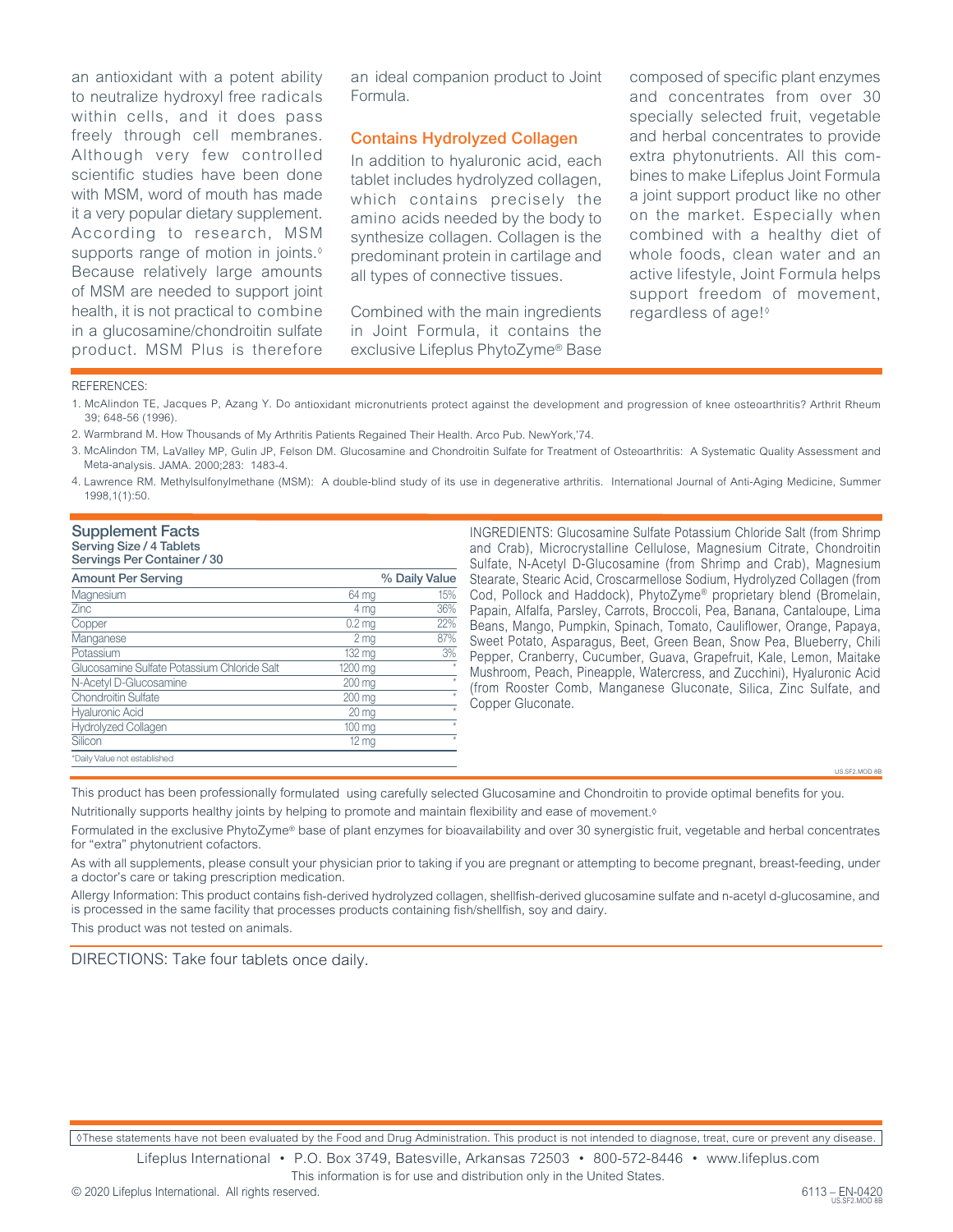an antioxidant with a potent ability to neutralize hydroxyl free radicals within cells, and it does pass freely through cell membranes. Although very few controlled scientific studies have been done with MSM, word of mouth has made it a very popular dietary supplement. According to research, MSM supports range of motion in joints.◊ Because relatively large amounts of MSM are needed to support joint health, it is not practical to combine in a glucosamine/chondroitin sulfate product. MSM Plus is therefore an ideal companion product to Joint Formula.

## Contains Hydrolyzed Collagen

In addition to hyaluronic acid, each tablet includes hydrolyzed collagen, which contains precisely the amino acids needed by the body to synthesize collagen. Collagen is the predominant protein in cartilage and all types of connective tissues.

Combined with the main ingredients in Joint Formula, it contains the exclusive Lifeplus PhytoZyme® Base composed of specific plant enzymes and concentrates from over 30 specially selected fruit, vegetable and herbal concentrates to provide extra phytonutrients. All this combines to make Lifeplus Joint Formula a joint support product like no other on the market. Especially when combined with a healthy diet of whole foods, clean water and an active lifestyle, Joint Formula helps support freedom of movement, regardless of age!◊

REFERENCES:

1. McAlindon TE, Jacques P, Azang Y. Do antioxidant micronutrients protect against the development and progression of knee osteoarthritis? Arthrit Rheum 39; 648-56 (1996).
2. Warmbrand M. How Thousands of My Arthritis Patients Regained Their Health. Arco Pub. NewYork,'74.
3. McAlindon TM, LaValley MP, Gulin JP, Felson DM. Glucosamine and Chondroitin Sulfate for Treatment of Osteoarthritis: A Systematic Quality Assessment and Meta-analysis. JAMA. 2000;283: 1483-4.
4. Lawrence RM. Methylsulfonylmethane (MSM): A double-blind study of its use in degenerative arthritis. International Journal of Anti-Aging Medicine, Summer 1998,1(1):50.

**Supplement Facts**
**Serving Size / 4 Tablets**
**Servings Per Container / 30**

| Amount Per Serving | | % Daily Value |
|---|---|---|
| Magnesium | 64 mg | 15% |
| Zinc | 4 mg | 36% |
| Copper | 0.2 mg | 22% |
| Manganese | 2 mg | 87% |
| Potassium | 132 mg | 3% |
| Glucosamine Sulfate Potassium Chloride Salt | 1200 mg | * |
| N-Acetyl D-Glucosamine | 200 mg | * |
| Chondroitin Sulfate | 200 mg | * |
| Hyaluronic Acid | 20 mg | * |
| Hydrolyzed Collagen | 100 mg | * |
| Silicon | 12 mg | * |

*Daily Value not established

INGREDIENTS: Glucosamine Sulfate Potassium Chloride Salt (from Shrimp and Crab), Microcrystalline Cellulose, Magnesium Citrate, Chondroitin Sulfate, N-Acetyl D-Glucosamine (from Shrimp and Crab), Magnesium Stearate, Stearic Acid, Croscarmellose Sodium, Hydrolyzed Collagen (from Cod, Pollock and Haddock), PhytoZyme® proprietary blend (Bromelain, Papain, Alfalfa, Parsley, Carrots, Broccoli, Pea, Banana, Cantaloupe, Lima Beans, Mango, Pumpkin, Spinach, Tomato, Cauliflower, Orange, Papaya, Sweet Potato, Asparagus, Beet, Green Bean, Snow Pea, Blueberry, Chili Pepper, Cranberry, Cucumber, Guava, Grapefruit, Kale, Lemon, Maitake Mushroom, Peach, Pineapple, Watercress, and Zucchini), Hyaluronic Acid (from Rooster Comb, Manganese Gluconate, Silica, Zinc Sulfate, and Copper Gluconate.

US.SF2.MOD 8B

This product has been professionally formulated using carefully selected Glucosamine and Chondroitin to provide optimal benefits for you.

Nutritionally supports healthy joints by helping to promote and maintain flexibility and ease of movement.◊

Formulated in the exclusive PhytoZyme® base of plant enzymes for bioavailability and over 30 synergistic fruit, vegetable and herbal concentrates for "extra" phytonutrient cofactors.

As with all supplements, please consult your physician prior to taking if you are pregnant or attempting to become pregnant, breast-feeding, under a doctor's care or taking prescription medication.

Allergy Information: This product contains fish-derived hydrolyzed collagen, shellfish-derived glucosamine sulfate and n-acetyl d-glucosamine, and is processed in the same facility that processes products containing fish/shellfish, soy and dairy.

This product was not tested on animals.

DIRECTIONS: Take four tablets once daily.

◊These statements have not been evaluated by the Food and Drug Administration. This product is not intended to diagnose, treat, cure or prevent any disease.

Lifeplus International • P.O. Box 3749, Batesville, Arkansas 72503 • 800-572-8446 • www.lifeplus.com

This information is for use and distribution only in the United States.

© 2020 Lifeplus International. All rights reserved.

6113 – EN-0420
US.SF2.MOD 8B